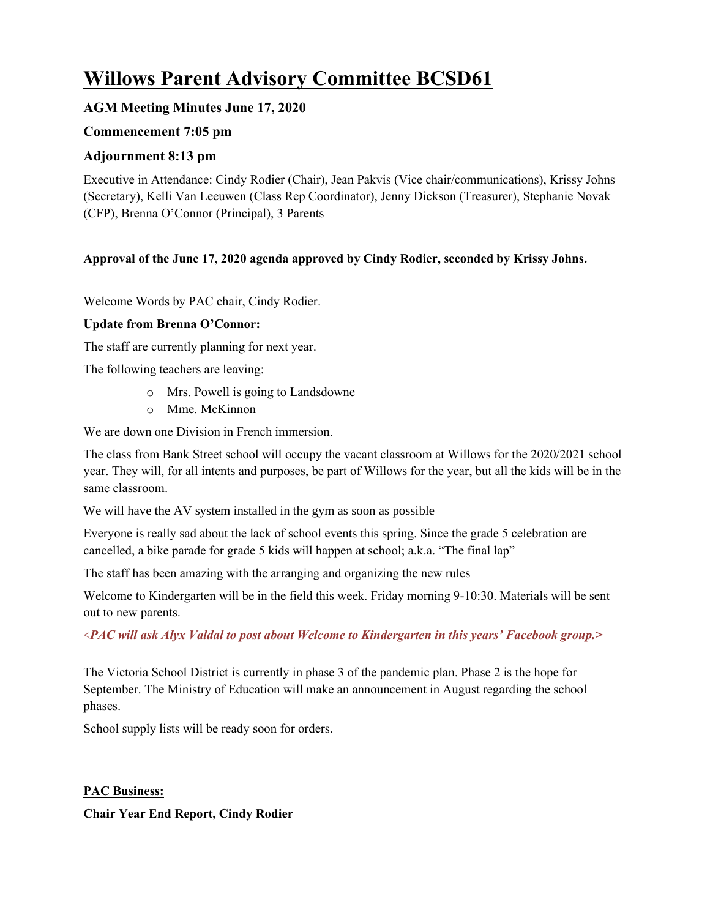# Willows Parent Advisory Committee BCSD61

### AGM Meeting Minutes June 17, 2020

### Commencement 7:05 pm

### Adjournment 8:13 pm

Executive in Attendance: Cindy Rodier (Chair), Jean Pakvis (Vice chair/communications), Krissy Johns (Secretary), Kelli Van Leeuwen (Class Rep Coordinator), Jenny Dickson (Treasurer), Stephanie Novak (CFP), Brenna O'Connor (Principal), 3 Parents

**Approval of the June 17, 2020 agenda approved by Cindy Rodier, seconded by Krissy Johns.**

Welcome Words by PAC chair, Cindy Rodier.

**Update from Brenna O'Connor:**

The staff are currently planning for next year.

The following teachers are leaving:

- Mrs. Powell is going to Landsdowne
- Mme. McKinnon

We are down one Division in French immersion.

The class from Bank Street school will occupy the vacant classroom at Willows for the 2020/2021 school year. They will, for all intents and purposes, be part of Willows for the year, but all the kids will be in the same classroom.

We will have the AV system installed in the gym as soon as possible

Everyone is really sad about the lack of school events this spring. Since the grade 5 celebration are cancelled, a bike parade for grade 5 kids will happen at school; a.k.a. "The final lap"

The staff has been amazing with the arranging and organizing the new rules

Welcome to Kindergarten will be in the field this week. Friday morning 9-10:30. Materials will be sent out to new parents.

*<PAC will ask Alyx Valdal to post about Welcome to Kindergarten in this years' Facebook group.>*

The Victoria School District is currently in phase 3 of the pandemic plan. Phase 2 is the hope for September. The Ministry of Education will make an announcement in August regarding the school phases.

School supply lists will be ready soon for orders.

**PAC Business:**

**Chair Year End Report, Cindy Rodier**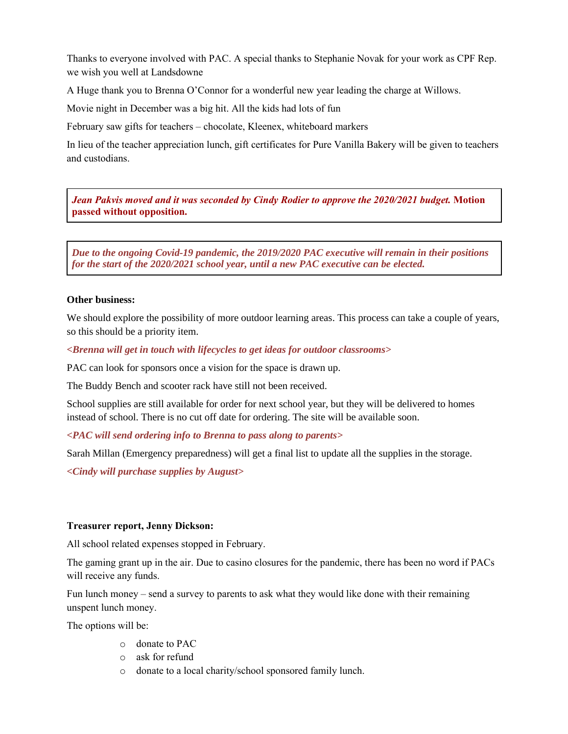Thanks to everyone involved with PAC. A special thanks to Stephanie Novak for your work as CPF Rep. we wish you well at Landsdowne

A Huge thank you to Brenna O'Connor for a wonderful new year leading the charge at Willows.

Movie night in December was a big hit. All the kids had lots of fun

February saw gifts for teachers – chocolate, Kleenex, whiteboard markers

In lieu of the teacher appreciation lunch, gift certificates for Pure Vanilla Bakery will be given to teachers and custodians.

> ***Jean Pakvis moved and it was seconded by Cindy Rodier to approve the 2020/2021 budget.*** **Motion passed without opposition.**

> ***Due to the ongoing Covid-19 pandemic, the 2019/2020 PAC executive will remain in their positions for the start of the 2020/2021 school year, until a new PAC executive can be elected.***

**Other business:**

We should explore the possibility of more outdoor learning areas. This process can take a couple of years, so this should be a priority item.

***<Brenna will get in touch with lifecycles to get ideas for outdoor classrooms>***

PAC can look for sponsors once a vision for the space is drawn up.

The Buddy Bench and scooter rack have still not been received.

School supplies are still available for order for next school year, but they will be delivered to homes instead of school. There is no cut off date for ordering. The site will be available soon.

***<PAC will send ordering info to Brenna to pass along to parents>***

Sarah Millan (Emergency preparedness) will get a final list to update all the supplies in the storage.

***<Cindy will purchase supplies by August>***

**Treasurer report, Jenny Dickson:**

All school related expenses stopped in February.

The gaming grant up in the air. Due to casino closures for the pandemic, there has been no word if PACs will receive any funds.

Fun lunch money – send a survey to parents to ask what they would like done with their remaining unspent lunch money.

The options will be:

- donate to PAC
- ask for refund
- donate to a local charity/school sponsored family lunch.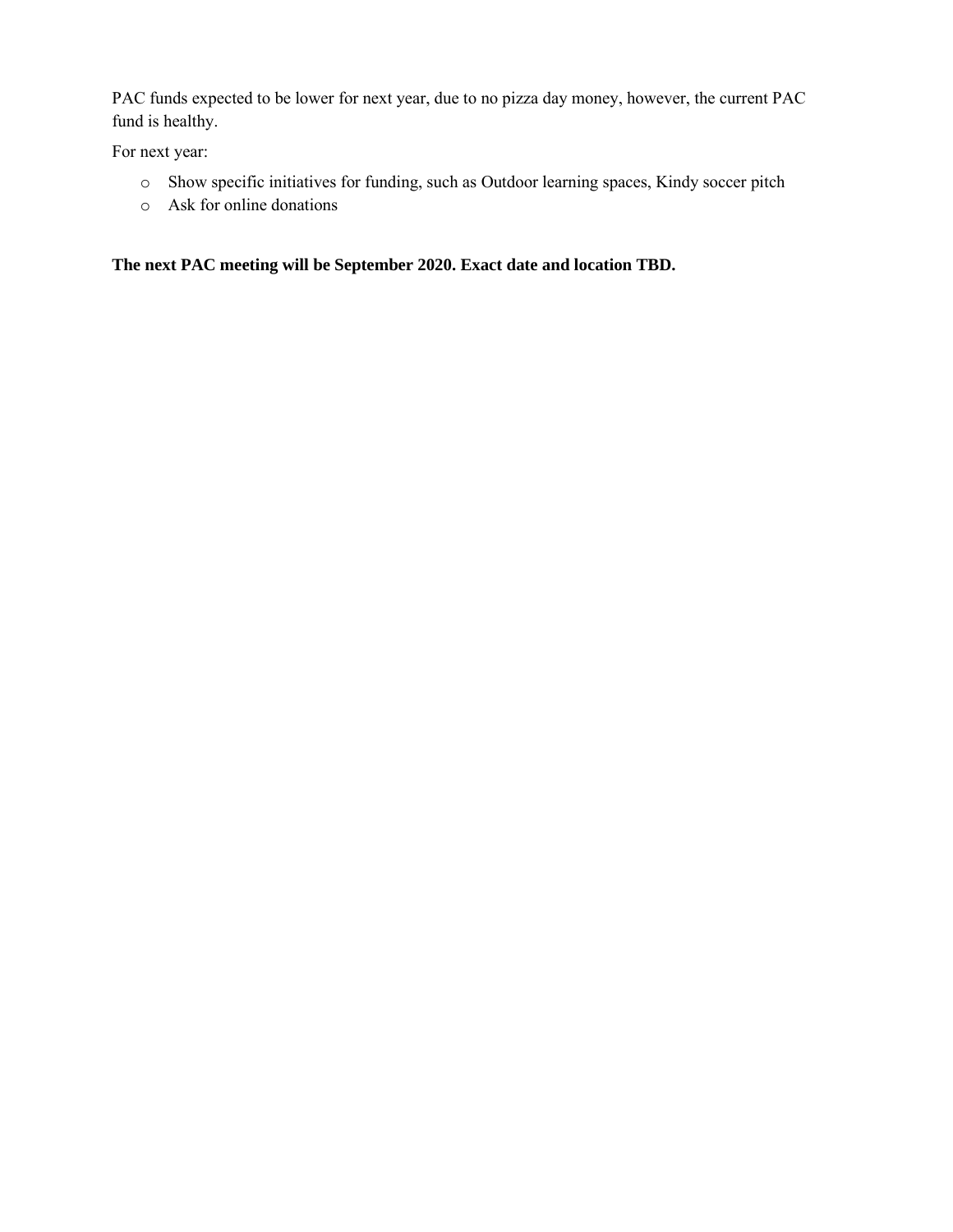PAC funds expected to be lower for next year, due to no pizza day money, however, the current PAC fund is healthy.

For next year:

- Show specific initiatives for funding, such as Outdoor learning spaces, Kindy soccer pitch
- Ask for online donations

**The next PAC meeting will be September 2020. Exact date and location TBD.**